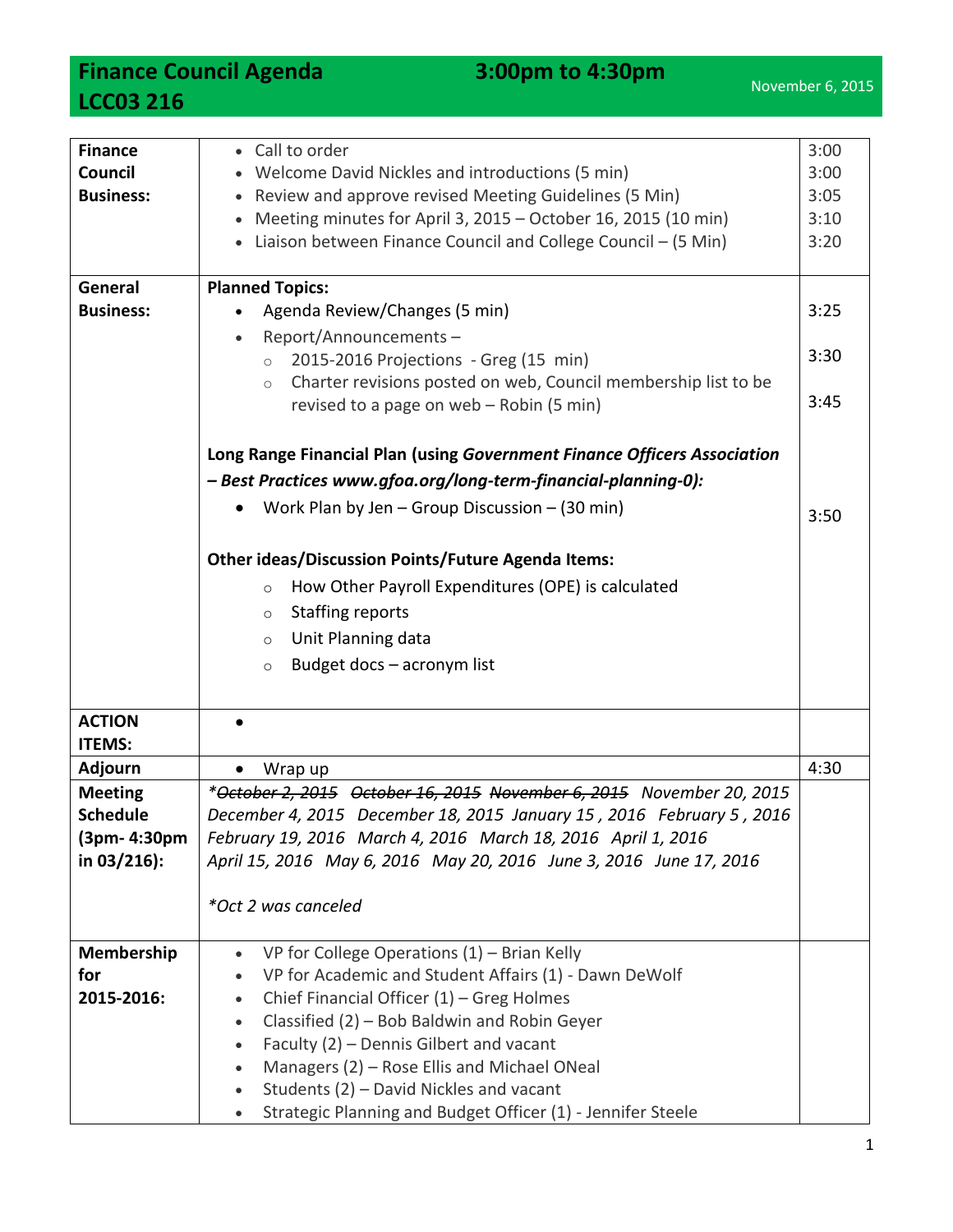# Finance Council Agenda — 3:00pm to 4:30pm — November 6, 2015

## LCC03 216

| | | |
|---|---|---|
| **Finance Council Business:** | • Call to order<br>• Welcome David Nickles and introductions (5 min)<br>• Review and approve revised Meeting Guidelines (5 Min)<br>• Meeting minutes for April 3, 2015 – October 16, 2015 (10 min)<br>• Liaison between Finance Council and College Council – (5 Min) | 3:00<br>3:00<br>3:05<br>3:10<br>3:20 |
| **General Business:** | **Planned Topics:**<br>• Agenda Review/Changes (5 min)<br>• Report/Announcements –<br>  ○ 2015-2016 Projections - Greg (15 min)<br>  ○ Charter revisions posted on web, Council membership list to be revised to a page on web – Robin (5 min)<br><br>**Long Range Financial Plan (using *Government Finance Officers Association – Best Practices www.gfoa.org/long-term-financial-planning-0):***<br>• Work Plan by Jen – Group Discussion – (30 min)<br><br>**Other ideas/Discussion Points/Future Agenda Items:**<br>  ○ How Other Payroll Expenditures (OPE) is calculated<br>  ○ Staffing reports<br>  ○ Unit Planning data<br>  ○ Budget docs – acronym list | 3:25<br>3:30<br>3:45<br><br>3:50 |
| **ACTION ITEMS:** | • | |
| **Adjourn** | • Wrap up | 4:30 |
| **Meeting Schedule (3pm- 4:30pm in 03/216):** | *~~*October 2, 2015~~ ~~October 16, 2015~~ ~~November 6, 2015~~ November 20, 2015 December 4, 2015 December 18, 2015 January 15 , 2016 February 5 , 2016 February 19, 2016 March 4, 2016 March 18, 2016 April 1, 2016 April 15, 2016 May 6, 2016 May 20, 2016 June 3, 2016 June 17, 2016*<br><br>**Oct 2 was canceled* | |
| **Membership for 2015-2016:** | • VP for College Operations (1) – Brian Kelly<br>• VP for Academic and Student Affairs (1) - Dawn DeWolf<br>• Chief Financial Officer (1) – Greg Holmes<br>• Classified (2) – Bob Baldwin and Robin Geyer<br>• Faculty (2) – Dennis Gilbert and vacant<br>• Managers (2) – Rose Ellis and Michael ONeal<br>• Students (2) – David Nickles and vacant<br>• Strategic Planning and Budget Officer (1) - Jennifer Steele | |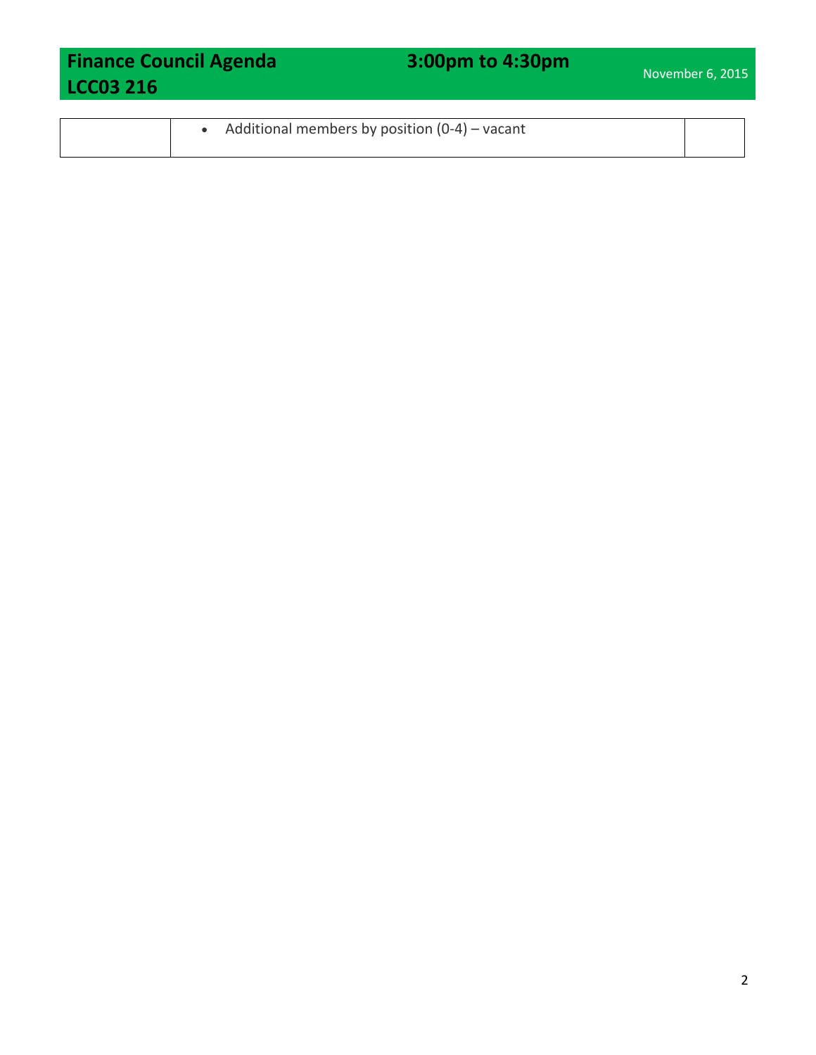| | | |
|---|---|---|
| | • Additional members by position (0-4) – vacant | |